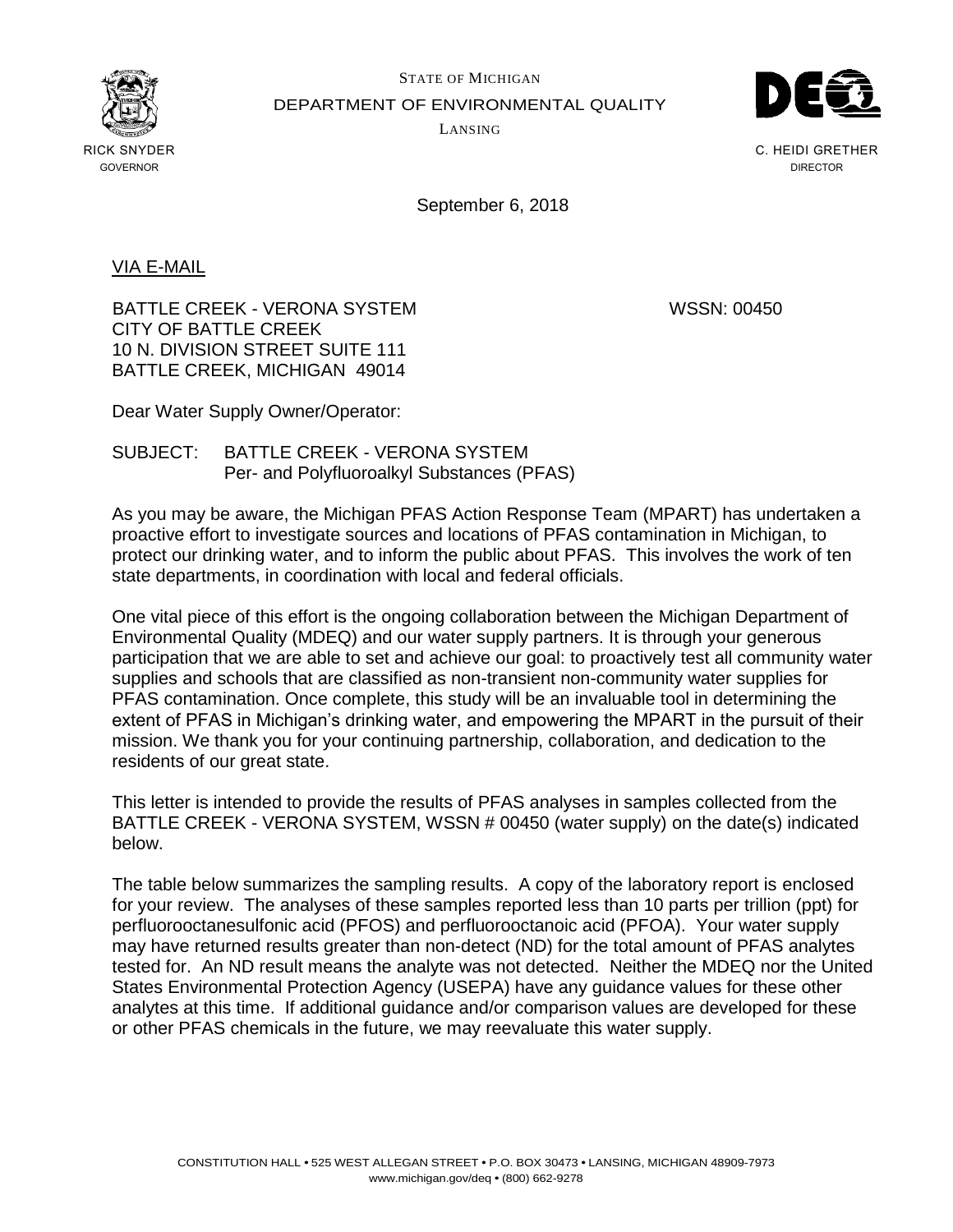STATE OF MICHIGAN

DEPARTMENT OF ENVIRONMENTAL QUALITY

LANSING

RICK SNYDER
GOVERNOR

C. HEIDI GRETHER
DIRECTOR

September 6, 2018

VIA E-MAIL

BATTLE CREEK - VERONA SYSTEM
CITY OF BATTLE CREEK
10 N. DIVISION STREET SUITE 111
BATTLE CREEK, MICHIGAN 49014

WSSN: 00450

Dear Water Supply Owner/Operator:

SUBJECT: BATTLE CREEK - VERONA SYSTEM
Per- and Polyfluoroalkyl Substances (PFAS)

As you may be aware, the Michigan PFAS Action Response Team (MPART) has undertaken a proactive effort to investigate sources and locations of PFAS contamination in Michigan, to protect our drinking water, and to inform the public about PFAS. This involves the work of ten state departments, in coordination with local and federal officials.

One vital piece of this effort is the ongoing collaboration between the Michigan Department of Environmental Quality (MDEQ) and our water supply partners. It is through your generous participation that we are able to set and achieve our goal: to proactively test all community water supplies and schools that are classified as non-transient non-community water supplies for PFAS contamination. Once complete, this study will be an invaluable tool in determining the extent of PFAS in Michigan's drinking water, and empowering the MPART in the pursuit of their mission. We thank you for your continuing partnership, collaboration, and dedication to the residents of our great state.

This letter is intended to provide the results of PFAS analyses in samples collected from the BATTLE CREEK - VERONA SYSTEM, WSSN # 00450 (water supply) on the date(s) indicated below.

The table below summarizes the sampling results. A copy of the laboratory report is enclosed for your review. The analyses of these samples reported less than 10 parts per trillion (ppt) for perfluorooctanesulfonic acid (PFOS) and perfluorooctanoic acid (PFOA). Your water supply may have returned results greater than non-detect (ND) for the total amount of PFAS analytes tested for. An ND result means the analyte was not detected. Neither the MDEQ nor the United States Environmental Protection Agency (USEPA) have any guidance values for these other analytes at this time. If additional guidance and/or comparison values are developed for these or other PFAS chemicals in the future, we may reevaluate this water supply.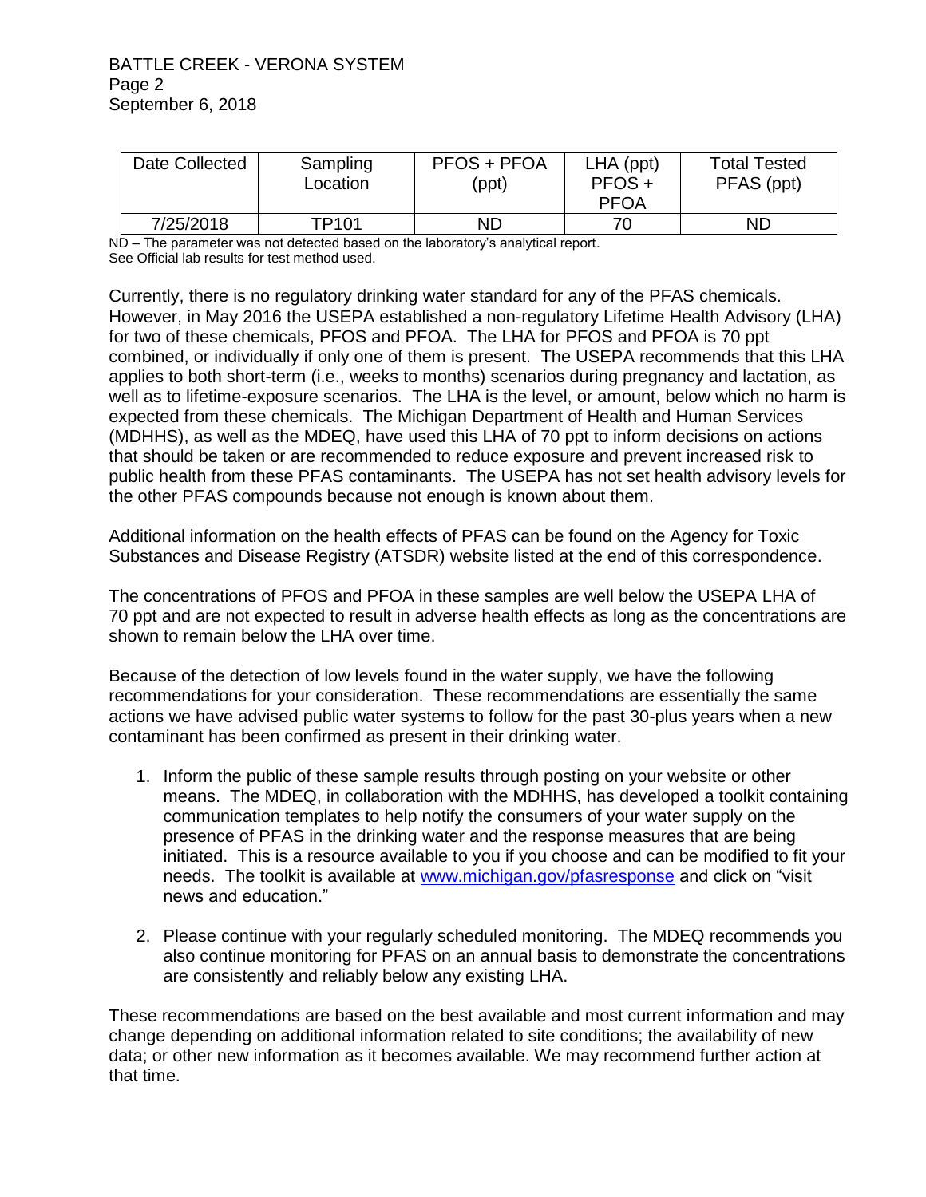| Date Collected | Sampling Location | PFOS + PFOA (ppt) | LHA (ppt) PFOS + PFOA | Total Tested PFAS (ppt) |
|---|---|---|---|---|
| 7/25/2018 | TP101 | ND | 70 | ND |

ND – The parameter was not detected based on the laboratory's analytical report.
See Official lab results for test method used.

Currently, there is no regulatory drinking water standard for any of the PFAS chemicals. However, in May 2016 the USEPA established a non-regulatory Lifetime Health Advisory (LHA) for two of these chemicals, PFOS and PFOA. The LHA for PFOS and PFOA is 70 ppt combined, or individually if only one of them is present. The USEPA recommends that this LHA applies to both short-term (i.e., weeks to months) scenarios during pregnancy and lactation, as well as to lifetime-exposure scenarios. The LHA is the level, or amount, below which no harm is expected from these chemicals. The Michigan Department of Health and Human Services (MDHHS), as well as the MDEQ, have used this LHA of 70 ppt to inform decisions on actions that should be taken or are recommended to reduce exposure and prevent increased risk to public health from these PFAS contaminants. The USEPA has not set health advisory levels for the other PFAS compounds because not enough is known about them.

Additional information on the health effects of PFAS can be found on the Agency for Toxic Substances and Disease Registry (ATSDR) website listed at the end of this correspondence.

The concentrations of PFOS and PFOA in these samples are well below the USEPA LHA of 70 ppt and are not expected to result in adverse health effects as long as the concentrations are shown to remain below the LHA over time.

Because of the detection of low levels found in the water supply, we have the following recommendations for your consideration. These recommendations are essentially the same actions we have advised public water systems to follow for the past 30-plus years when a new contaminant has been confirmed as present in their drinking water.

1. Inform the public of these sample results through posting on your website or other means. The MDEQ, in collaboration with the MDHHS, has developed a toolkit containing communication templates to help notify the consumers of your water supply on the presence of PFAS in the drinking water and the response measures that are being initiated. This is a resource available to you if you choose and can be modified to fit your needs. The toolkit is available at www.michigan.gov/pfasresponse and click on "visit news and education."

2. Please continue with your regularly scheduled monitoring. The MDEQ recommends you also continue monitoring for PFAS on an annual basis to demonstrate the concentrations are consistently and reliably below any existing LHA.

These recommendations are based on the best available and most current information and may change depending on additional information related to site conditions; the availability of new data; or other new information as it becomes available. We may recommend further action at that time.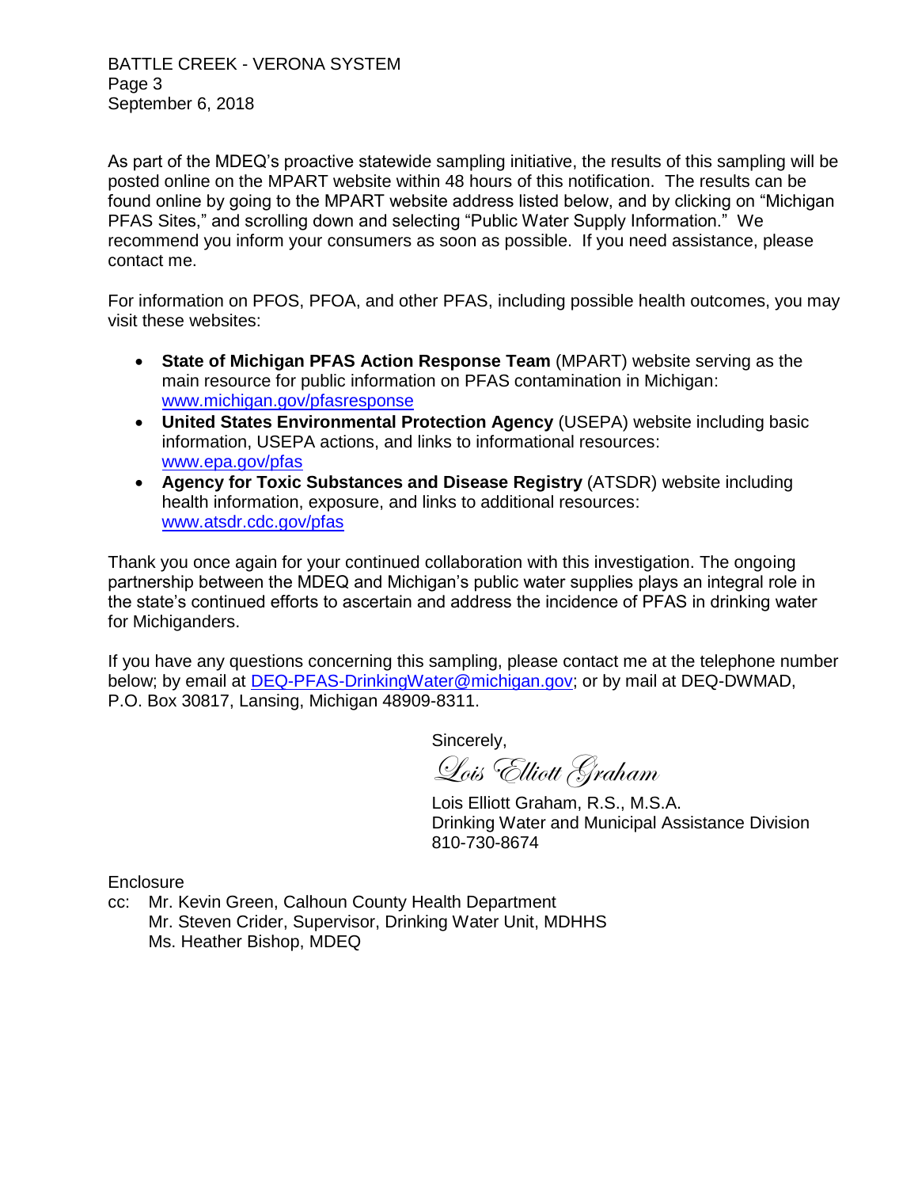As part of the MDEQ's proactive statewide sampling initiative, the results of this sampling will be posted online on the MPART website within 48 hours of this notification. The results can be found online by going to the MPART website address listed below, and by clicking on "Michigan PFAS Sites," and scrolling down and selecting "Public Water Supply Information." We recommend you inform your consumers as soon as possible. If you need assistance, please contact me.

For information on PFOS, PFOA, and other PFAS, including possible health outcomes, you may visit these websites:

- **State of Michigan PFAS Action Response Team** (MPART) website serving as the main resource for public information on PFAS contamination in Michigan: www.michigan.gov/pfasresponse
- **United States Environmental Protection Agency** (USEPA) website including basic information, USEPA actions, and links to informational resources: www.epa.gov/pfas
- **Agency for Toxic Substances and Disease Registry** (ATSDR) website including health information, exposure, and links to additional resources: www.atsdr.cdc.gov/pfas

Thank you once again for your continued collaboration with this investigation. The ongoing partnership between the MDEQ and Michigan's public water supplies plays an integral role in the state's continued efforts to ascertain and address the incidence of PFAS in drinking water for Michiganders.

If you have any questions concerning this sampling, please contact me at the telephone number below; by email at DEQ-PFAS-DrinkingWater@michigan.gov; or by mail at DEQ-DWMAD, P.O. Box 30817, Lansing, Michigan 48909-8311.

Sincerely,

*Lois Elliott Graham*

Lois Elliott Graham, R.S., M.S.A.
Drinking Water and Municipal Assistance Division
810-730-8674

Enclosure

cc: Mr. Kevin Green, Calhoun County Health Department
Mr. Steven Crider, Supervisor, Drinking Water Unit, MDHHS
Ms. Heather Bishop, MDEQ